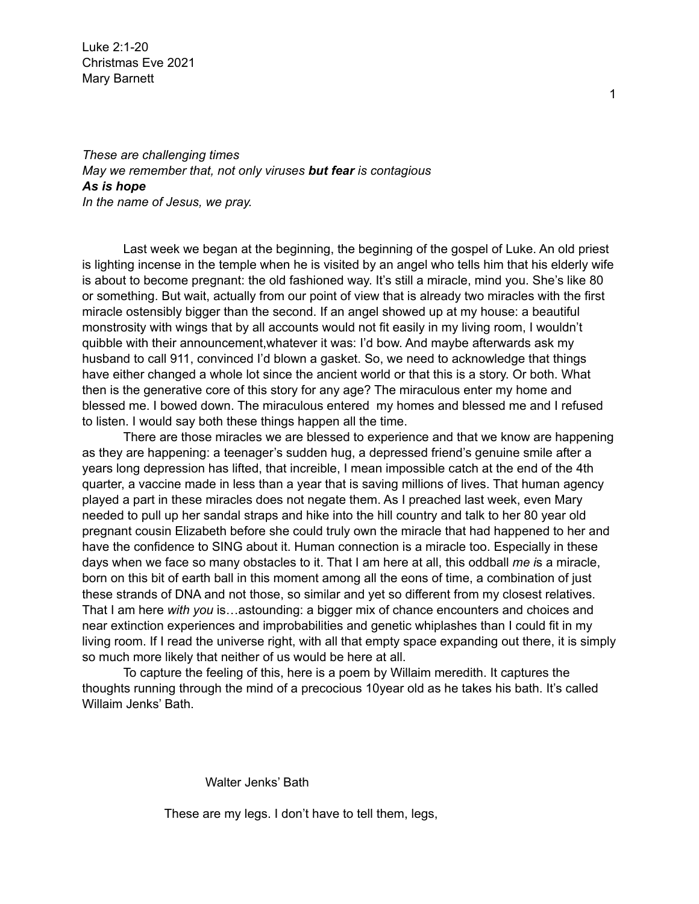Luke 2:1-20
Christmas Eve 2021
Mary Barnett

*These are challenging times*
*May we remember that, not only viruses **but fear** is contagious*
***As is hope***
*In the name of Jesus, we pray.*

Last week we began at the beginning, the beginning of the gospel of Luke. An old priest is lighting incense in the temple when he is visited by an angel who tells him that his elderly wife is about to become pregnant: the old fashioned way. It's still a miracle, mind you. She's like 80 or something. But wait, actually from our point of view that is already two miracles with the first miracle ostensibly bigger than the second. If an angel showed up at my house: a beautiful monstrosity with wings that by all accounts would not fit easily in my living room, I wouldn't quibble with their announcement,whatever it was: I'd bow. And maybe afterwards ask my husband to call 911, convinced I'd blown a gasket. So, we need to acknowledge that things have either changed a whole lot since the ancient world or that this is a story. Or both. What then is the generative core of this story for any age? The miraculous enter my home and blessed me. I bowed down. The miraculous entered my homes and blessed me and I refused to listen. I would say both these things happen all the time.

There are those miracles we are blessed to experience and that we know are happening as they are happening: a teenager's sudden hug, a depressed friend's genuine smile after a years long depression has lifted, that increible, I mean impossible catch at the end of the 4th quarter, a vaccine made in less than a year that is saving millions of lives. That human agency played a part in these miracles does not negate them. As I preached last week, even Mary needed to pull up her sandal straps and hike into the hill country and talk to her 80 year old pregnant cousin Elizabeth before she could truly own the miracle that had happened to her and have the confidence to SING about it. Human connection is a miracle too. Especially in these days when we face so many obstacles to it. That I am here at all, this oddball *me i*s a miracle, born on this bit of earth ball in this moment among all the eons of time, a combination of just these strands of DNA and not those, so similar and yet so different from my closest relatives. That I am here *with you* is…astounding: a bigger mix of chance encounters and choices and near extinction experiences and improbabilities and genetic whiplashes than I could fit in my living room. If I read the universe right, with all that empty space expanding out there, it is simply so much more likely that neither of us would be here at all.

To capture the feeling of this, here is a poem by Willaim meredith. It captures the thoughts running through the mind of a precocious 10year old as he takes his bath. It's called Willaim Jenks' Bath.

Walter Jenks' Bath

These are my legs. I don't have to tell them, legs,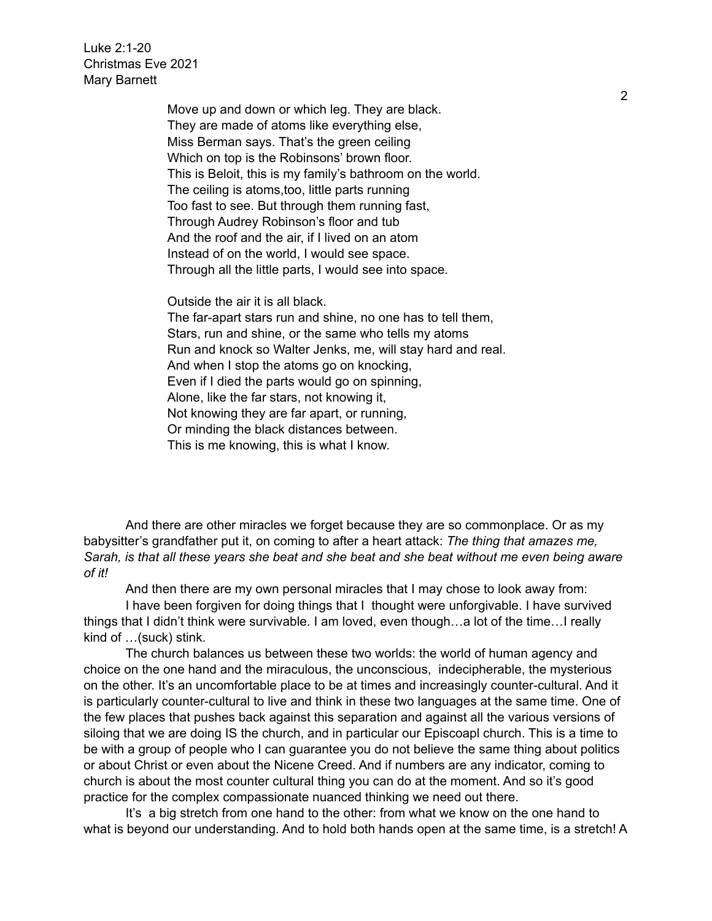Move up and down or which leg. They are black.  
They are made of atoms like everything else,  
Miss Berman says. That's the green ceiling  
Which on top is the Robinsons' brown floor.  
This is Beloit, this is my family's bathroom on the world.  
The ceiling is atoms,too, little parts running  
Too fast to see. But through them running fast,  
Through Audrey Robinson's floor and tub  
And the roof and the air, if I lived on an atom  
Instead of on the world, I would see space.  
Through all the little parts, I would see into space.

Outside the air it is all black.  
The far-apart stars run and shine, no one has to tell them,  
Stars, run and shine, or the same who tells my atoms  
Run and knock so Walter Jenks, me, will stay hard and real.  
And when I stop the atoms go on knocking,  
Even if I died the parts would go on spinning,  
Alone, like the far stars, not knowing it,  
Not knowing they are far apart, or running,  
Or minding the black distances between.  
This is me knowing, this is what I know.

And there are other miracles we forget because they are so commonplace. Or as my babysitter's grandfather put it, on coming to after a heart attack: *The thing that amazes me, Sarah, is that all these years she beat and she beat and she beat without me even being aware of it!*

And then there are my own personal miracles that I may chose to look away from:

I have been forgiven for doing things that I thought were unforgivable. I have survived things that I didn't think were survivable. I am loved, even though…a lot of the time…I really kind of …(suck) stink.

The church balances us between these two worlds: the world of human agency and choice on the one hand and the miraculous, the unconscious, indecipherable, the mysterious on the other. It's an uncomfortable place to be at times and increasingly counter-cultural. And it is particularly counter-cultural to live and think in these two languages at the same time. One of the few places that pushes back against this separation and against all the various versions of siloing that we are doing IS the church, and in particular our Episcoapl church. This is a time to be with a group of people who I can guarantee you do not believe the same thing about politics or about Christ or even about the Nicene Creed. And if numbers are any indicator, coming to church is about the most counter cultural thing you can do at the moment. And so it's good practice for the complex compassionate nuanced thinking we need out there.

It's a big stretch from one hand to the other: from what we know on the one hand to what is beyond our understanding. And to hold both hands open at the same time, is a stretch! A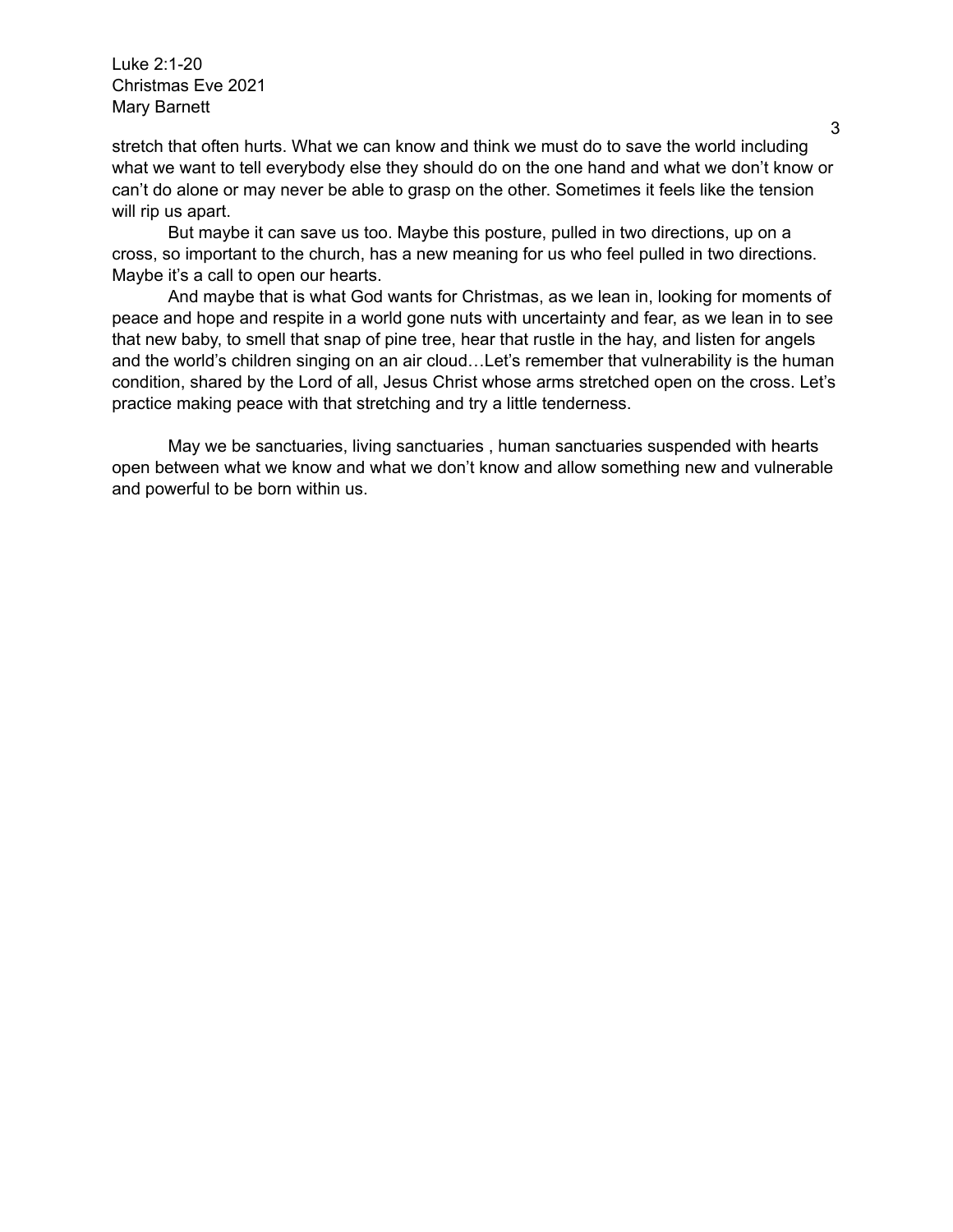stretch that often hurts. What we can know and think we must do to save the world including what we want to tell everybody else they should do on the one hand and what we don't know or can't do alone or may never be able to grasp on the other. Sometimes it feels like the tension will rip us apart.

But maybe it can save us too. Maybe this posture, pulled in two directions, up on a cross, so important to the church, has a new meaning for us who feel pulled in two directions. Maybe it's a call to open our hearts.

And maybe that is what God wants for Christmas, as we lean in, looking for moments of peace and hope and respite in a world gone nuts with uncertainty and fear, as we lean in to see that new baby, to smell that snap of pine tree, hear that rustle in the hay, and listen for angels and the world's children singing on an air cloud…Let's remember that vulnerability is the human condition, shared by the Lord of all, Jesus Christ whose arms stretched open on the cross. Let's practice making peace with that stretching and try a little tenderness.

May we be sanctuaries, living sanctuaries , human sanctuaries suspended with hearts open between what we know and what we don't know and allow something new and vulnerable and powerful to be born within us.